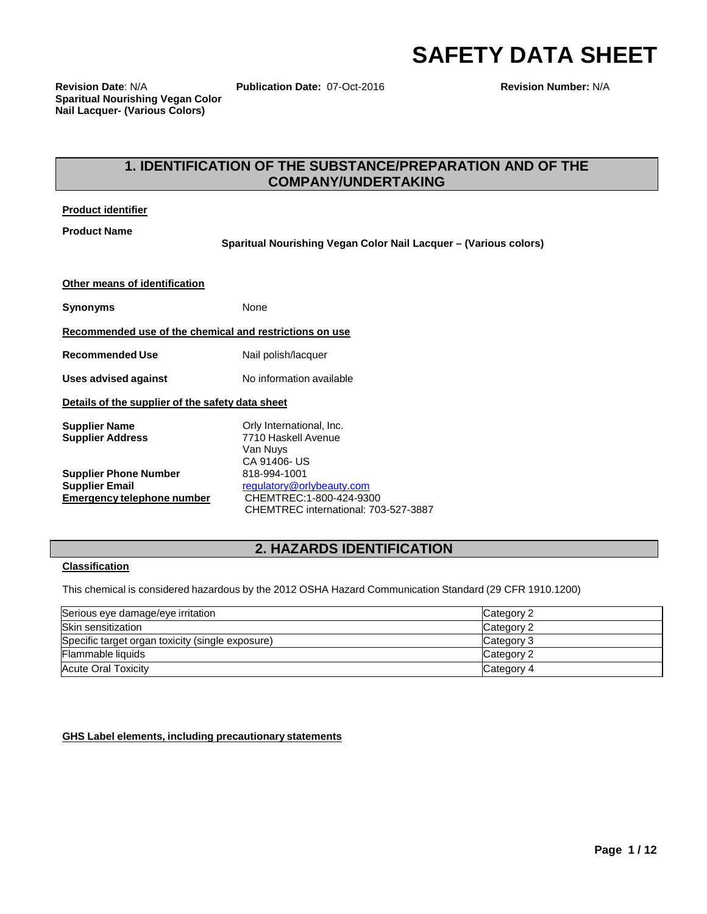# SAFETY DATA SHEET

**Revision Date**: N/A **Publication Date:** 07-Oct-2016 **Revision Number:** N/A

**Sparitual Nourishing Vegan Color Nail Lacquer- (Various Colors)**

## 1. IDENTIFICATION OF THE SUBSTANCE/PREPARATION AND OF THE COMPANY/UNDERTAKING

**Product identifier**

**Product Name** **Sparitual Nourishing Vegan Color Nail Lacquer – (Various colors)**

**Other means of identification**

**Synonyms** None

**Recommended use of the chemical and restrictions on use**

**Recommended Use** Nail polish/lacquer

**Uses advised against** No information available

**Details of the supplier of the safety data sheet**

**Supplier Name** Orly International, Inc.
**Supplier Address** 7710 Haskell Avenue
Van Nuys
CA 91406- US
**Supplier Phone Number** 818-994-1001
**Supplier Email** regulatory@orlybeauty.com
**Emergency telephone number** CHEMTREC:1-800-424-9300
CHEMTREC international: 703-527-3887

## 2. HAZARDS IDENTIFICATION

**Classification**

This chemical is considered hazardous by the 2012 OSHA Hazard Communication Standard (29 CFR 1910.1200)

| | |
|---|---|
| Serious eye damage/eye irritation | Category 2 |
| Skin sensitization | Category 2 |
| Specific target organ toxicity (single exposure) | Category 3 |
| Flammable liquids | Category 2 |
| Acute Oral Toxicity | Category 4 |

**GHS Label elements, including precautionary statements**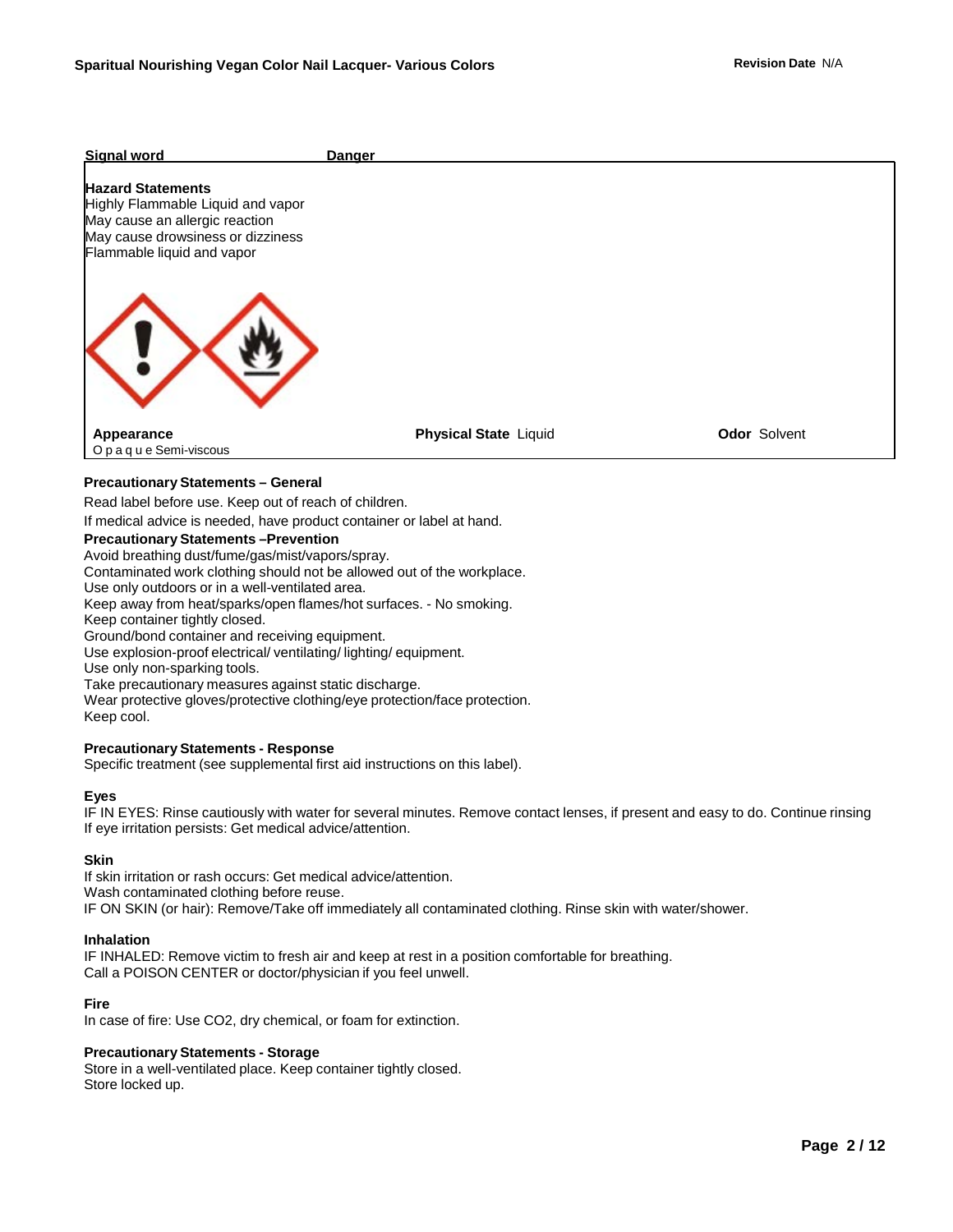**Signal word** **Danger**

**Hazard Statements**
Highly Flammable Liquid and vapor
May cause an allergic reaction
May cause drowsiness or dizziness
Flammable liquid and vapor

| **Appearance** | **Physical State** Liquid | **Odor** Solvent |
| --- | --- | --- |
| Opaque Semi-viscous | | |

**Precautionary Statements – General**

Read label before use. Keep out of reach of children.

If medical advice is needed, have product container or label at hand.

**Precautionary Statements –Prevention**

Avoid breathing dust/fume/gas/mist/vapors/spray.
Contaminated work clothing should not be allowed out of the workplace.
Use only outdoors or in a well-ventilated area.
Keep away from heat/sparks/open flames/hot surfaces. - No smoking.
Keep container tightly closed.
Ground/bond container and receiving equipment.
Use explosion-proof electrical/ ventilating/ lighting/ equipment.
Use only non-sparking tools.
Take precautionary measures against static discharge.
Wear protective gloves/protective clothing/eye protection/face protection.
Keep cool.

**Precautionary Statements - Response**

Specific treatment (see supplemental first aid instructions on this label).

**Eyes**

IF IN EYES: Rinse cautiously with water for several minutes. Remove contact lenses, if present and easy to do. Continue rinsing If eye irritation persists: Get medical advice/attention.

**Skin**

If skin irritation or rash occurs: Get medical advice/attention.
Wash contaminated clothing before reuse.
IF ON SKIN (or hair): Remove/Take off immediately all contaminated clothing. Rinse skin with water/shower.

**Inhalation**

IF INHALED: Remove victim to fresh air and keep at rest in a position comfortable for breathing.
Call a POISON CENTER or doctor/physician if you feel unwell.

**Fire**

In case of fire: Use $CO_2$, dry chemical, or foam for extinction.

**Precautionary Statements - Storage**

Store in a well-ventilated place. Keep container tightly closed.
Store locked up.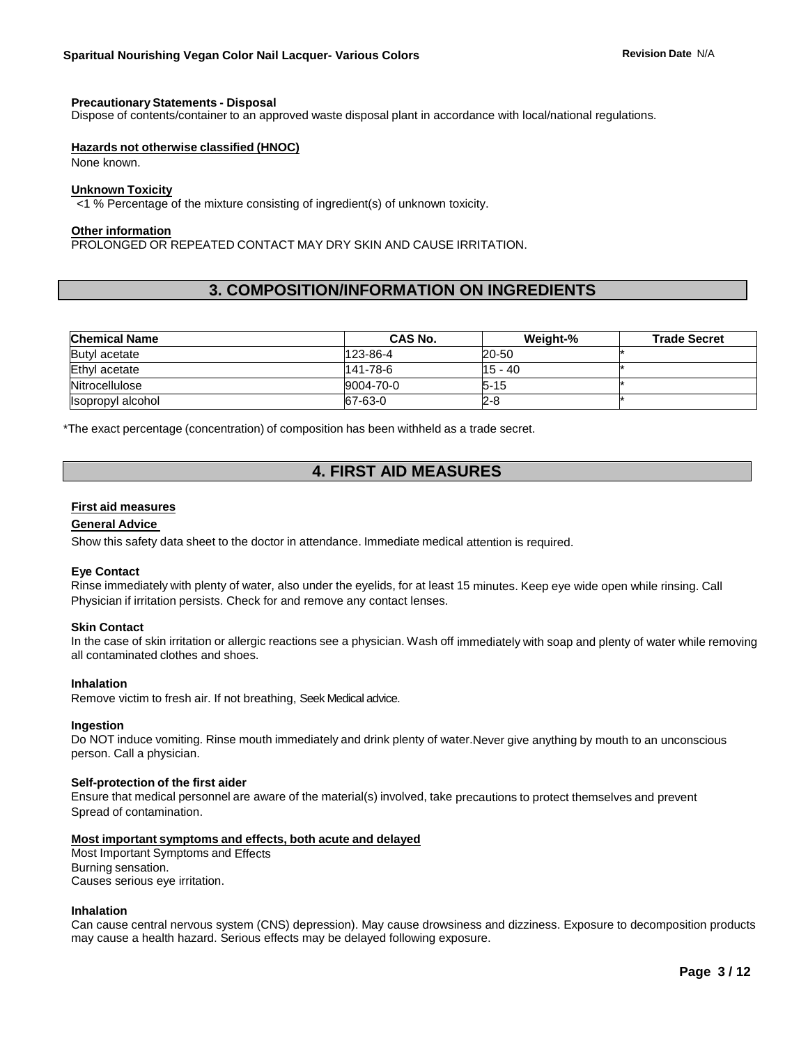**Precautionary Statements - Disposal**

Dispose of contents/container to an approved waste disposal plant in accordance with local/national regulations.

**Hazards not otherwise classified (HNOC)**

None known.

**Unknown Toxicity**

<1 % Percentage of the mixture consisting of ingredient(s) of unknown toxicity.

**Other information**

PROLONGED OR REPEATED CONTACT MAY DRY SKIN AND CAUSE IRRITATION.

## 3. COMPOSITION/INFORMATION ON INGREDIENTS

| Chemical Name | CAS No. | Weight-% | Trade Secret |
|---|---|---|---|
| Butyl acetate | 123-86-4 | 20-50 | * |
| Ethyl acetate | 141-78-6 | 15 - 40 | * |
| Nitrocellulose | 9004-70-0 | 5-15 | * |
| Isopropyl alcohol | 67-63-0 | 2-8 | * |

*The exact percentage (concentration) of composition has been withheld as a trade secret.

## 4. FIRST AID MEASURES

**First aid measures**

**General Advice**

Show this safety data sheet to the doctor in attendance. Immediate medical attention is required.

**Eye Contact**

Rinse immediately with plenty of water, also under the eyelids, for at least 15 minutes. Keep eye wide open while rinsing. Call Physician if irritation persists. Check for and remove any contact lenses.

**Skin Contact**

In the case of skin irritation or allergic reactions see a physician. Wash off immediately with soap and plenty of water while removing all contaminated clothes and shoes.

**Inhalation**

Remove victim to fresh air. If not breathing, Seek Medical advice.

**Ingestion**

Do NOT induce vomiting. Rinse mouth immediately and drink plenty of water.Never give anything by mouth to an unconscious person. Call a physician.

**Self-protection of the first aider**

Ensure that medical personnel are aware of the material(s) involved, take precautions to protect themselves and prevent Spread of contamination.

**Most important symptoms and effects, both acute and delayed**

Most Important Symptoms and Effects
Burning sensation.
Causes serious eye irritation.

**Inhalation**

Can cause central nervous system (CNS) depression). May cause drowsiness and dizziness. Exposure to decomposition products may cause a health hazard. Serious effects may be delayed following exposure.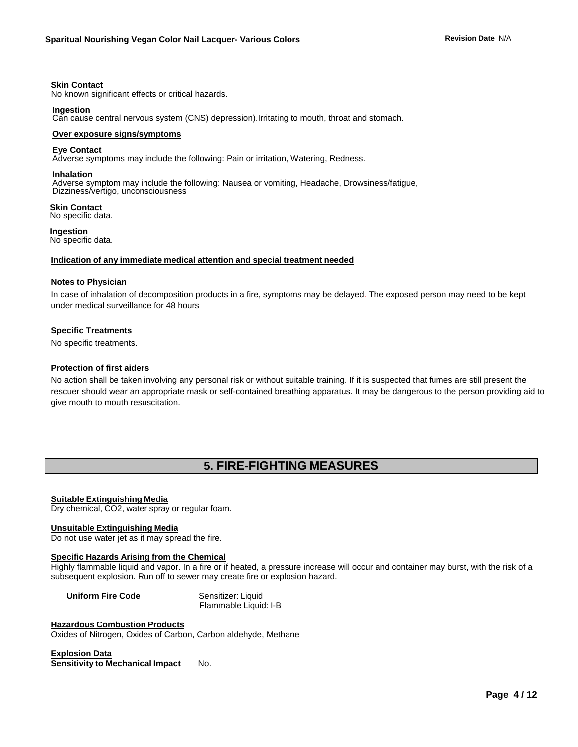**Skin Contact**
No known significant effects or critical hazards.

**Ingestion**
Can cause central nervous system (CNS) depression).Irritating to mouth, throat and stomach.

**Over exposure signs/symptoms**

**Eye Contact**
Adverse symptoms may include the following: Pain or irritation, Watering, Redness.

**Inhalation**
Adverse symptom may include the following: Nausea or vomiting, Headache, Drowsiness/fatigue, Dizziness/vertigo, unconsciousness

**Skin Contact**
No specific data.

**Ingestion**
No specific data.

**Indication of any immediate medical attention and special treatment needed**

**Notes to Physician**

In case of inhalation of decomposition products in a fire, symptoms may be delayed. The exposed person may need to be kept under medical surveillance for 48 hours

**Specific Treatments**

No specific treatments.

**Protection of first aiders**

No action shall be taken involving any personal risk or without suitable training. If it is suspected that fumes are still present the rescuer should wear an appropriate mask or self-contained breathing apparatus. It may be dangerous to the person providing aid to give mouth to mouth resuscitation.

## 5. FIRE-FIGHTING MEASURES

**Suitable Extinguishing Media**
Dry chemical, $CO_2$, water spray or regular foam.

**Unsuitable Extinguishing Media**
Do not use water jet as it may spread the fire.

**Specific Hazards Arising from the Chemical**
Highly flammable liquid and vapor. In a fire or if heated, a pressure increase will occur and container may burst, with the risk of a subsequent explosion. Run off to sewer may create fire or explosion hazard.

**Uniform Fire Code** Sensitizer: Liquid
Flammable Liquid: I-B

**Hazardous Combustion Products**
Oxides of Nitrogen, Oxides of Carbon, Carbon aldehyde, Methane

**Explosion Data**
**Sensitivity to Mechanical Impact** No.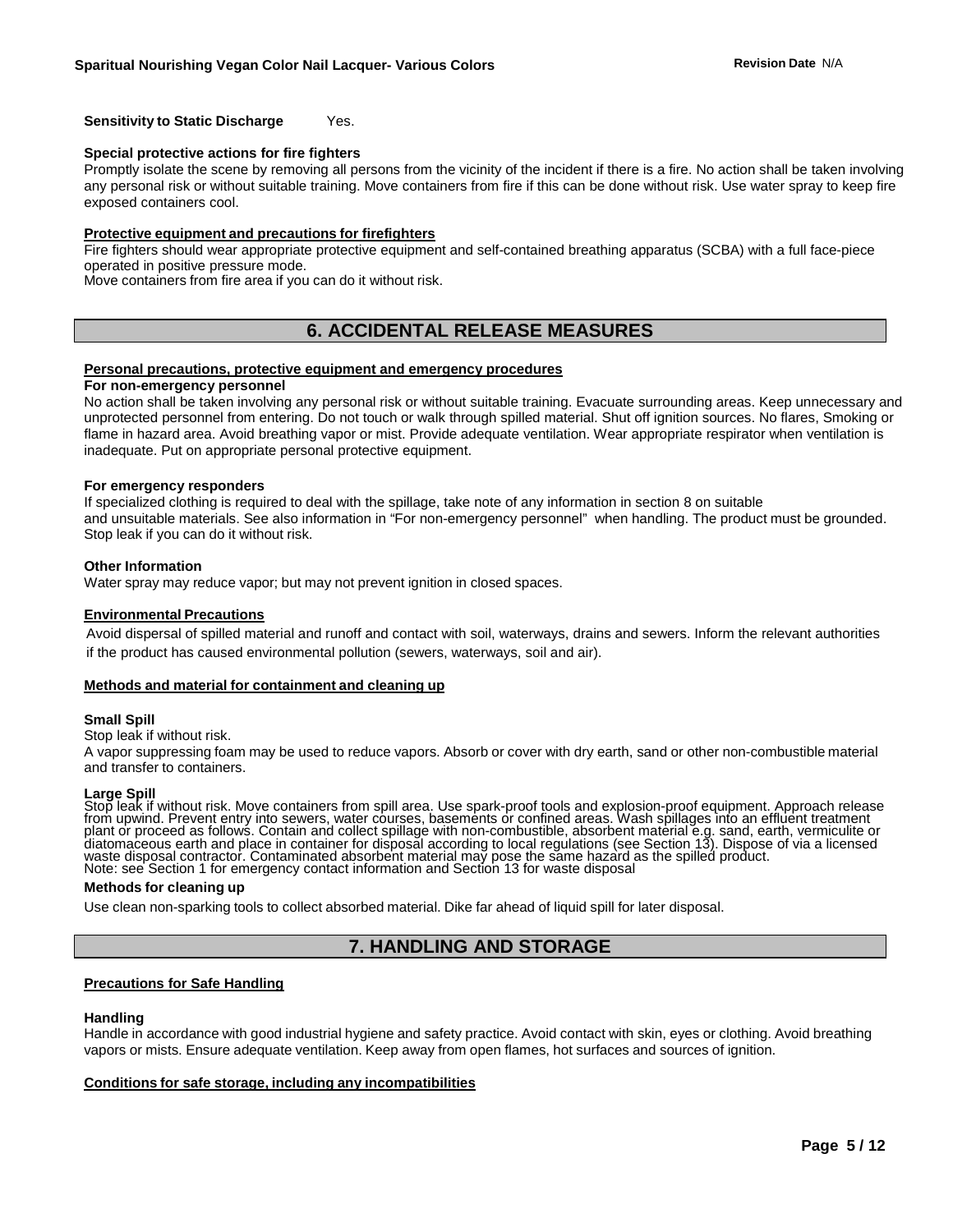**Sensitivity to Static Discharge** Yes.

**Special protective actions for fire fighters**

Promptly isolate the scene by removing all persons from the vicinity of the incident if there is a fire. No action shall be taken involving any personal risk or without suitable training. Move containers from fire if this can be done without risk. Use water spray to keep fire exposed containers cool.

**Protective equipment and precautions for firefighters**

Fire fighters should wear appropriate protective equipment and self-contained breathing apparatus (SCBA) with a full face-piece operated in positive pressure mode.

Move containers from fire area if you can do it without risk.

## 6. ACCIDENTAL RELEASE MEASURES

**Personal precautions, protective equipment and emergency procedures**

**For non-emergency personnel**

No action shall be taken involving any personal risk or without suitable training. Evacuate surrounding areas. Keep unnecessary and unprotected personnel from entering. Do not touch or walk through spilled material. Shut off ignition sources. No flares, Smoking or flame in hazard area. Avoid breathing vapor or mist. Provide adequate ventilation. Wear appropriate respirator when ventilation is inadequate. Put on appropriate personal protective equipment.

**For emergency responders**

If specialized clothing is required to deal with the spillage, take note of any information in section 8 on suitable and unsuitable materials. See also information in "For non-emergency personnel" when handling. The product must be grounded. Stop leak if you can do it without risk.

**Other Information**

Water spray may reduce vapor; but may not prevent ignition in closed spaces.

**Environmental Precautions**

Avoid dispersal of spilled material and runoff and contact with soil, waterways, drains and sewers. Inform the relevant authorities if the product has caused environmental pollution (sewers, waterways, soil and air).

**Methods and material for containment and cleaning up**

**Small Spill**

Stop leak if without risk.

A vapor suppressing foam may be used to reduce vapors. Absorb or cover with dry earth, sand or other non-combustible material and transfer to containers.

**Large Spill**

Stop leak if without risk. Move containers from spill area. Use spark-proof tools and explosion-proof equipment. Approach release from upwind. Prevent entry into sewers, water courses, basements or confined areas. Wash spillages into an effluent treatment plant or proceed as follows. Contain and collect spillage with non-combustible, absorbent material e.g. sand, earth, vermiculite or diatomaceous earth and place in container for disposal according to local regulations (see Section 13). Dispose of via a licensed waste disposal contractor. Contaminated absorbent material may pose the same hazard as the spilled product.
Note: see Section 1 for emergency contact information and Section 13 for waste disposal

**Methods for cleaning up**

Use clean non-sparking tools to collect absorbed material. Dike far ahead of liquid spill for later disposal.

## 7. HANDLING AND STORAGE

**Precautions for Safe Handling**

**Handling**

Handle in accordance with good industrial hygiene and safety practice. Avoid contact with skin, eyes or clothing. Avoid breathing vapors or mists. Ensure adequate ventilation. Keep away from open flames, hot surfaces and sources of ignition.

**Conditions for safe storage, including any incompatibilities**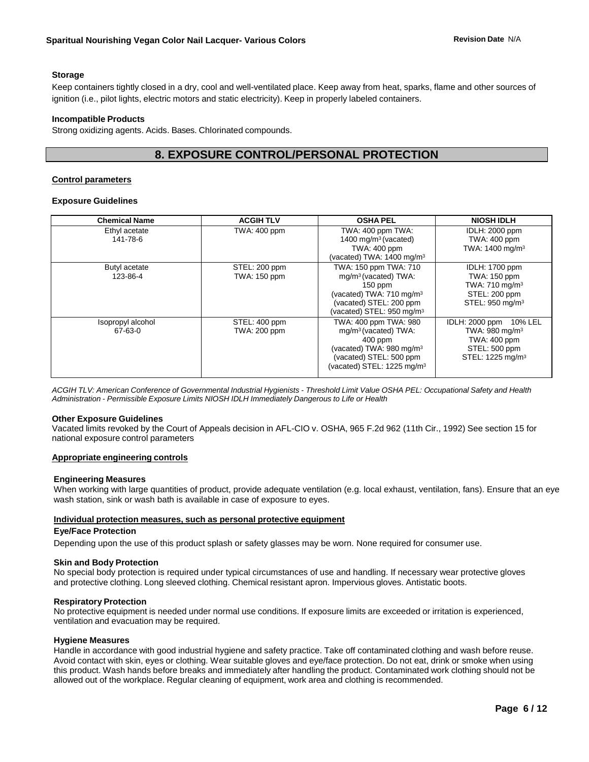### Storage

Keep containers tightly closed in a dry, cool and well-ventilated place. Keep away from heat, sparks, flame and other sources of ignition (i.e., pilot lights, electric motors and static electricity). Keep in properly labeled containers.

### Incompatible Products

Strong oxidizing agents. Acids. Bases. Chlorinated compounds.

## 8. EXPOSURE CONTROL/PERSONAL PROTECTION

**Control parameters**

### Exposure Guidelines

| Chemical Name | ACGIH TLV | OSHA PEL | NIOSH IDLH |
|---|---|---|---|
| Ethyl acetate 141-78-6 | TWA: 400 ppm | TWA: 400 ppm TWA: 1400 mg/m³ (vacated) TWA: 400 ppm (vacated) TWA: 1400 mg/m³ | IDLH: 2000 ppm TWA: 400 ppm TWA: 1400 mg/m³ |
| Butyl acetate 123-86-4 | STEL: 200 ppm TWA: 150 ppm | TWA: 150 ppm TWA: 710 mg/m³ (vacated) TWA: 150 ppm (vacated) TWA: 710 mg/m³ (vacated) STEL: 200 ppm (vacated) STEL: 950 mg/m³ | IDLH: 1700 ppm TWA: 150 ppm TWA: 710 mg/m³ STEL: 200 ppm STEL: 950 mg/m³ |
| Isopropyl alcohol 67-63-0 | STEL: 400 ppm TWA: 200 ppm | TWA: 400 ppm TWA: 980 mg/m³ (vacated) TWA: 400 ppm (vacated) TWA: 980 mg/m³ (vacated) STEL: 500 ppm (vacated) STEL: 1225 mg/m³ | IDLH: 2000 ppm 10% LEL TWA: 980 mg/m³ TWA: 400 ppm STEL: 500 ppm STEL: 1225 mg/m³ |

*ACGIH TLV: American Conference of Governmental Industrial Hygienists - Threshold Limit Value OSHA PEL: Occupational Safety and Health Administration - Permissible Exposure Limits NIOSH IDLH Immediately Dangerous to Life or Health*

### Other Exposure Guidelines

Vacated limits revoked by the Court of Appeals decision in AFL-CIO v. OSHA, 965 F.2d 962 (11th Cir., 1992) See section 15 for national exposure control parameters

**Appropriate engineering controls**

### Engineering Measures

When working with large quantities of product, provide adequate ventilation (e.g. local exhaust, ventilation, fans). Ensure that an eye wash station, sink or wash bath is available in case of exposure to eyes.

**Individual protection measures, such as personal protective equipment**

### Eye/Face Protection

Depending upon the use of this product splash or safety glasses may be worn. None required for consumer use.

### Skin and Body Protection

No special body protection is required under typical circumstances of use and handling. If necessary wear protective gloves and protective clothing. Long sleeved clothing. Chemical resistant apron. Impervious gloves. Antistatic boots.

### Respiratory Protection

No protective equipment is needed under normal use conditions. If exposure limits are exceeded or irritation is experienced, ventilation and evacuation may be required.

### Hygiene Measures

Handle in accordance with good industrial hygiene and safety practice. Take off contaminated clothing and wash before reuse. Avoid contact with skin, eyes or clothing. Wear suitable gloves and eye/face protection. Do not eat, drink or smoke when using this product. Wash hands before breaks and immediately after handling the product. Contaminated work clothing should not be allowed out of the workplace. Regular cleaning of equipment, work area and clothing is recommended.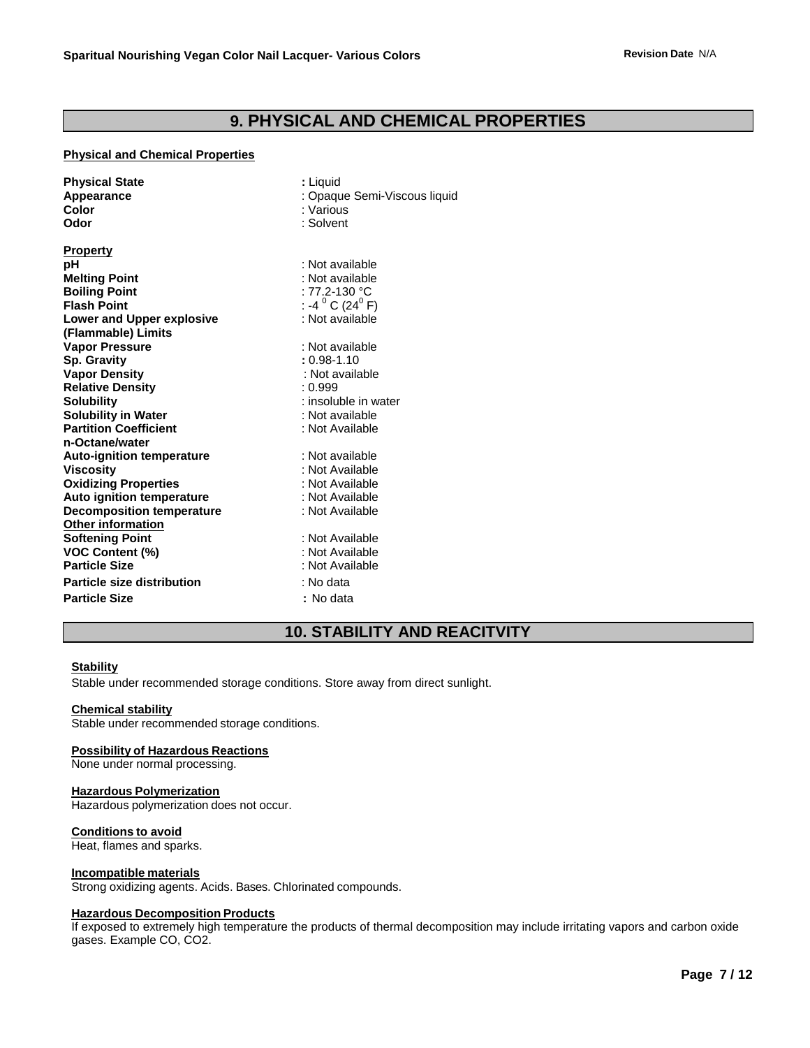## 9. PHYSICAL AND CHEMICAL PROPERTIES

**Physical and Chemical Properties**

| | |
|---|---|
| **Physical State** | : Liquid |
| **Appearance** | : Opaque Semi-Viscous liquid |
| **Color** | : Various |
| **Odor** | : Solvent |

**Property**

| | |
|---|---|
| **pH** | : Not available |
| **Melting Point** | : Not available |
| **Boiling Point** | : 77.2-130 °C |
| **Flash Point** | : -4 $^0$ C (24$^0$ F) |
| **Lower and Upper explosive (Flammable) Limits** | : Not available |
| **Vapor Pressure** | : Not available |
| **Sp. Gravity** | : 0.98-1.10 |
| **Vapor Density** | : Not available |
| **Relative Density** | : 0.999 |
| **Solubility** | : insoluble in water |
| **Solubility in Water** | : Not available |
| **Partition Coefficient n-Octane/water** | : Not Available |
| **Auto-ignition temperature** | : Not available |
| **Viscosity** | : Not Available |
| **Oxidizing Properties** | : Not Available |
| **Auto ignition temperature** | : Not Available |
| **Decomposition temperature** | : Not Available |

**Other information**

| | |
|---|---|
| **Softening Point** | : Not Available |
| **VOC Content (%)** | : Not Available |
| **Particle Size** | : Not Available |
| **Particle size distribution** | : No data |
| **Particle Size** | : No data |

## 10. STABILITY AND REACITVITY

**Stability**

Stable under recommended storage conditions. Store away from direct sunlight.

**Chemical stability**

Stable under recommended storage conditions.

**Possibility of Hazardous Reactions**

None under normal processing.

**Hazardous Polymerization**

Hazardous polymerization does not occur.

**Conditions to avoid**

Heat, flames and sparks.

**Incompatible materials**

Strong oxidizing agents. Acids. Bases. Chlorinated compounds.

**Hazardous Decomposition Products**

If exposed to extremely high temperature the products of thermal decomposition may include irritating vapors and carbon oxide gases. Example CO, $CO_2$.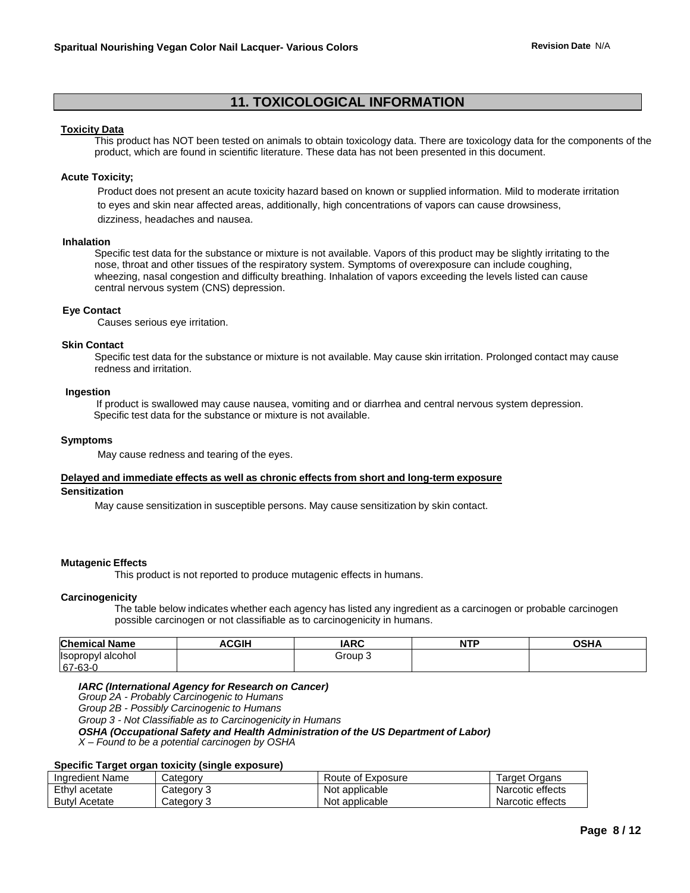## 11. TOXICOLOGICAL INFORMATION

**Toxicity Data**

This product has NOT been tested on animals to obtain toxicology data. There are toxicology data for the components of the product, which are found in scientific literature. These data has not been presented in this document.

**Acute Toxicity;**

Product does not present an acute toxicity hazard based on known or supplied information. Mild to moderate irritation to eyes and skin near affected areas, additionally, high concentrations of vapors can cause drowsiness, dizziness, headaches and nausea.

**Inhalation**

Specific test data for the substance or mixture is not available. Vapors of this product may be slightly irritating to the nose, throat and other tissues of the respiratory system. Symptoms of overexposure can include coughing, wheezing, nasal congestion and difficulty breathing. Inhalation of vapors exceeding the levels listed can cause central nervous system (CNS) depression.

**Eye Contact**

Causes serious eye irritation.

**Skin Contact**

Specific test data for the substance or mixture is not available. May cause skin irritation. Prolonged contact may cause redness and irritation.

**Ingestion**

If product is swallowed may cause nausea, vomiting and or diarrhea and central nervous system depression. Specific test data for the substance or mixture is not available.

**Symptoms**

May cause redness and tearing of the eyes.

**Delayed and immediate effects as well as chronic effects from short and long-term exposure**

**Sensitization**

May cause sensitization in susceptible persons. May cause sensitization by skin contact.

**Mutagenic Effects**

This product is not reported to produce mutagenic effects in humans.

**Carcinogenicity**

The table below indicates whether each agency has listed any ingredient as a carcinogen or probable carcinogen possible carcinogen or not classifiable as to carcinogenicity in humans.

| Chemical Name | ACGIH | IARC | NTP | OSHA |
|---|---|---|---|---|
| Isopropyl alcohol 67-63-0 | | Group 3 | | |

***IARC (International Agency for Research on Cancer)***
*Group 2A - Probably Carcinogenic to Humans*
*Group 2B - Possibly Carcinogenic to Humans*
*Group 3 - Not Classifiable as to Carcinogenicity in Humans*
***OSHA (Occupational Safety and Health Administration of the US Department of Labor)***
*X – Found to be a potential carcinogen by OSHA*

**Specific Target organ toxicity (single exposure)**

| Ingredient Name | Category | Route of Exposure | Target Organs |
|---|---|---|---|
| Ethyl acetate | Category 3 | Not applicable | Narcotic effects |
| Butyl Acetate | Category 3 | Not applicable | Narcotic effects |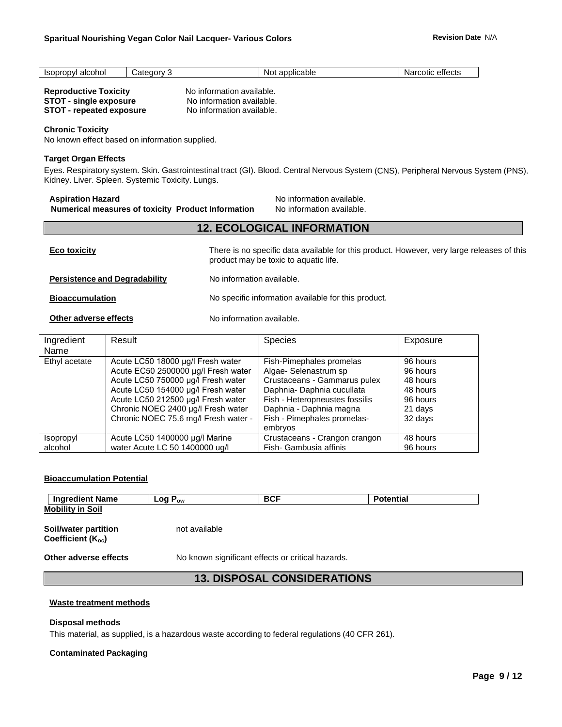| Isopropyl alcohol | Category 3 | Not applicable | Narcotic effects |
|---|---|---|---|

**Reproductive Toxicity** No information available.
**STOT - single exposure** No information available.
**STOT - repeated exposure** No information available.

**Chronic Toxicity**
No known effect based on information supplied.

**Target Organ Effects**
Eyes. Respiratory system. Skin. Gastrointestinal tract (GI). Blood. Central Nervous System (CNS). Peripheral Nervous System (PNS). Kidney. Liver. Spleen. Systemic Toxicity. Lungs.

**Aspiration Hazard** No information available.
**Numerical measures of toxicity Product Information** No information available.

## 12. ECOLOGICAL INFORMATION

**Eco toxicity** There is no specific data available for this product. However, very large releases of this product may be toxic to aquatic life.

**Persistence and Degradability** No information available.

**Bioaccumulation** No specific information available for this product.

**Other adverse effects** No information available.

| Ingredient Name | Result | Species | Exposure |
|---|---|---|---|
| Ethyl acetate | Acute LC50 18000 µg/l Fresh water<br>Acute EC50 2500000 µg/l Fresh water<br>Acute LC50 750000 µg/l Fresh water<br>Acute LC50 154000 µg/l Fresh water<br>Acute LC50 212500 µg/l Fresh water<br>Chronic NOEC 2400 µg/l Fresh water<br>Chronic NOEC 75.6 mg/l Fresh water - | Fish-Pimephales promelas<br>Algae- Selenastrum sp<br>Crustaceans - Gammarus pulex<br>Daphnia- Daphnia cucullata<br>Fish - Heteropneustes fossilis<br>Daphnia - Daphnia magna<br>Fish - Pimephales promelas- embryos | 96 hours<br>96 hours<br>48 hours<br>48 hours<br>96 hours<br>21 days<br>32 days |
| Isopropyl alcohol | Acute LC50 1400000 µg/l Marine water Acute LC 50 1400000 ug/l | Crustaceans - Crangon crangon<br>Fish- Gambusia affinis | 48 hours<br>96 hours |

**Bioaccumulation Potential**

| Ingredient Name | Log $P_{ow}$ | BCF | Potential |
|---|---|---|---|

**Mobility in Soil**

**Soil/water partition Coefficient ($K_{oc}$)** not available

**Other adverse effects** No known significant effects or critical hazards.

## 13. DISPOSAL CONSIDERATIONS

**Waste treatment methods**

**Disposal methods**
This material, as supplied, is a hazardous waste according to federal regulations (40 CFR 261).

**Contaminated Packaging**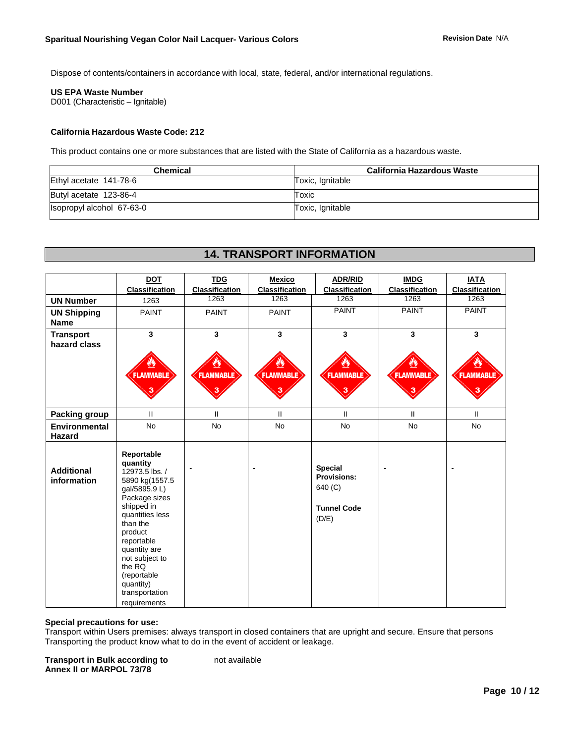Dispose of contents/containers in accordance with local, state, federal, and/or international regulations.

**US EPA Waste Number**
D001 (Characteristic – Ignitable)

**California Hazardous Waste Code: 212**

This product contains one or more substances that are listed with the State of California as a hazardous waste.

| Chemical | California Hazardous Waste |
|---|---|
| Ethyl acetate 141-78-6 | Toxic, Ignitable |
| Butyl acetate 123-86-4 | Toxic |
| Isopropyl alcohol 67-63-0 | Toxic, Ignitable |

## 14. TRANSPORT INFORMATION

| | DOT Classification | TDG Classification | Mexico Classification | ADR/RID Classification | IMDG Classification | IATA Classification |
|---|---|---|---|---|---|---|
| **UN Number** | 1263 | 1263 | 1263 | 1263 | 1263 | 1263 |
| **UN Shipping Name** | PAINT | PAINT | PAINT | PAINT | PAINT | PAINT |
| **Transport hazard class** | 3 FLAMMABLE 3 | 3 FLAMMABLE 3 | 3 FLAMMABLE 3 | 3 FLAMMABLE 3 | 3 FLAMMABLE 3 | 3 FLAMMABLE 3 |
| **Packing group** | II | II | II | II | II | II |
| **Environmental Hazard** | No | No | No | No | No | No |
| **Additional information** | **Reportable quantity** 12973.5 lbs. / 5890 kg(1557.5 gal/5895.9 L) Package sizes shipped in quantities less than the product reportable quantity are not subject to the RQ (reportable quantity) transportation requirements | - | - | **Special Provisions:** 640 (C) **Tunnel Code** (D/E) | - | - |

**Special precautions for use:**
Transport within Users premises: always transport in closed containers that are upright and secure. Ensure that persons Transporting the product know what to do in the event of accident or leakage.

**Transport in Bulk according to Annex II or MARPOL 73/78** not available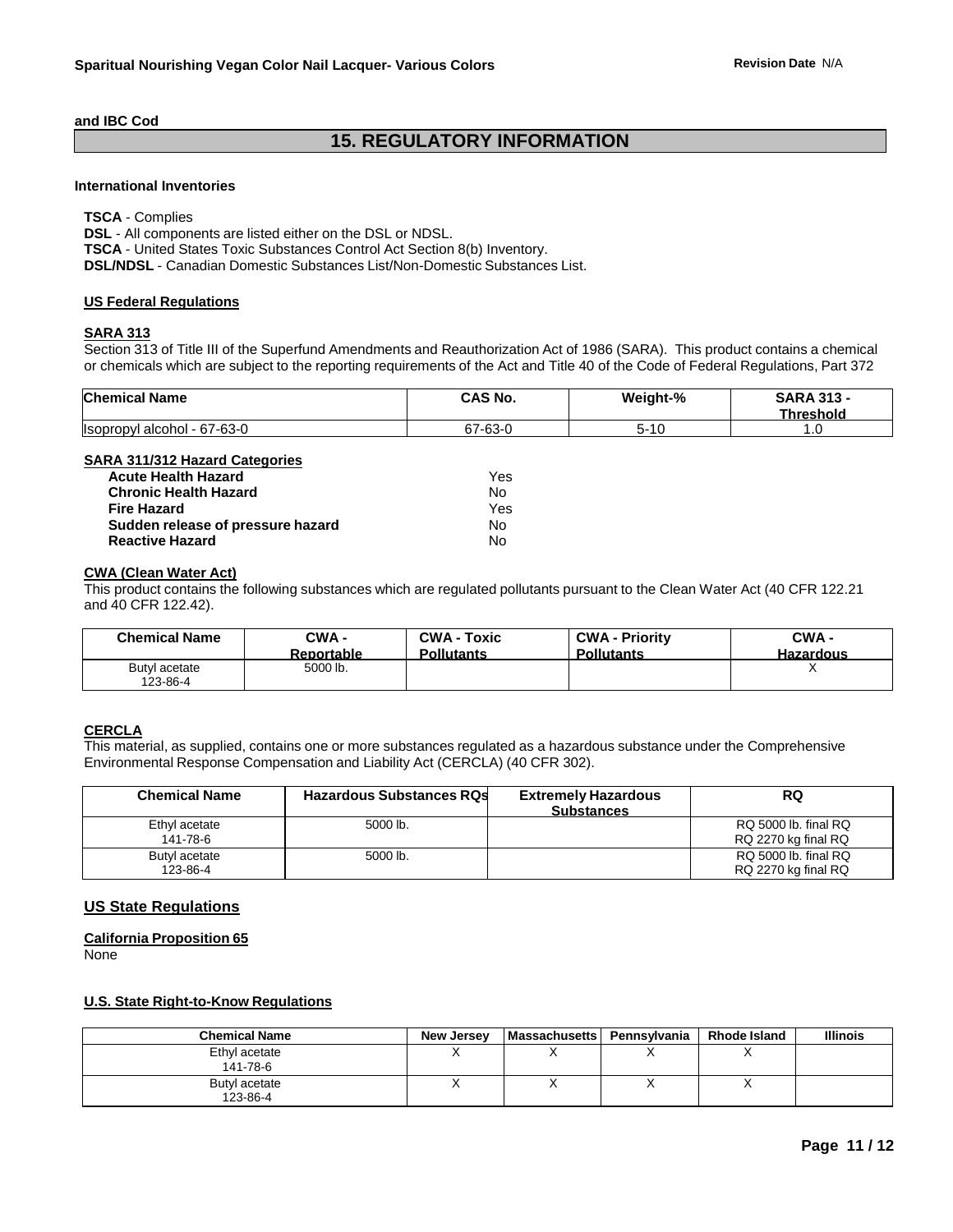and IBC Cod

# 15. REGULATORY INFORMATION

**International Inventories**

**TSCA** - Complies
**DSL** - All components are listed either on the DSL or NDSL.
**TSCA** - United States Toxic Substances Control Act Section 8(b) Inventory.
**DSL/NDSL** - Canadian Domestic Substances List/Non-Domestic Substances List.

**US Federal Regulations**

**SARA 313**

Section 313 of Title III of the Superfund Amendments and Reauthorization Act of 1986 (SARA). This product contains a chemical or chemicals which are subject to the reporting requirements of the Act and Title 40 of the Code of Federal Regulations, Part 372

| Chemical Name | CAS No. | Weight-% | SARA 313 - Threshold |
|---|---|---|---|
| Isopropyl alcohol - 67-63-0 | 67-63-0 | 5-10 | 1.0 |

**SARA 311/312 Hazard Categories**

| | |
|---|---|
| **Acute Health Hazard** | Yes |
| **Chronic Health Hazard** | No |
| **Fire Hazard** | Yes |
| **Sudden release of pressure hazard** | No |
| **Reactive Hazard** | No |

**CWA (Clean Water Act)**

This product contains the following substances which are regulated pollutants pursuant to the Clean Water Act (40 CFR 122.21 and 40 CFR 122.42).

| Chemical Name | CWA - Reportable | CWA - Toxic Pollutants | CWA - Priority Pollutants | CWA - Hazardous |
|---|---|---|---|---|
| Butyl acetate 123-86-4 | 5000 lb. | | | X |

**CERCLA**

This material, as supplied, contains one or more substances regulated as a hazardous substance under the Comprehensive Environmental Response Compensation and Liability Act (CERCLA) (40 CFR 302).

| Chemical Name | Hazardous Substances RQs | Extremely Hazardous Substances | RQ |
|---|---|---|---|
| Ethyl acetate 141-78-6 | 5000 lb. | | RQ 5000 lb. final RQ RQ 2270 kg final RQ |
| Butyl acetate 123-86-4 | 5000 lb. | | RQ 5000 lb. final RQ RQ 2270 kg final RQ |

## US State Regulations

**California Proposition 65**

None

**U.S. State Right-to-Know Regulations**

| Chemical Name | New Jersey | Massachusetts | Pennsylvania | Rhode Island | Illinois |
|---|---|---|---|---|---|
| Ethyl acetate 141-78-6 | X | X | X | X | |
| Butyl acetate 123-86-4 | X | X | X | X | |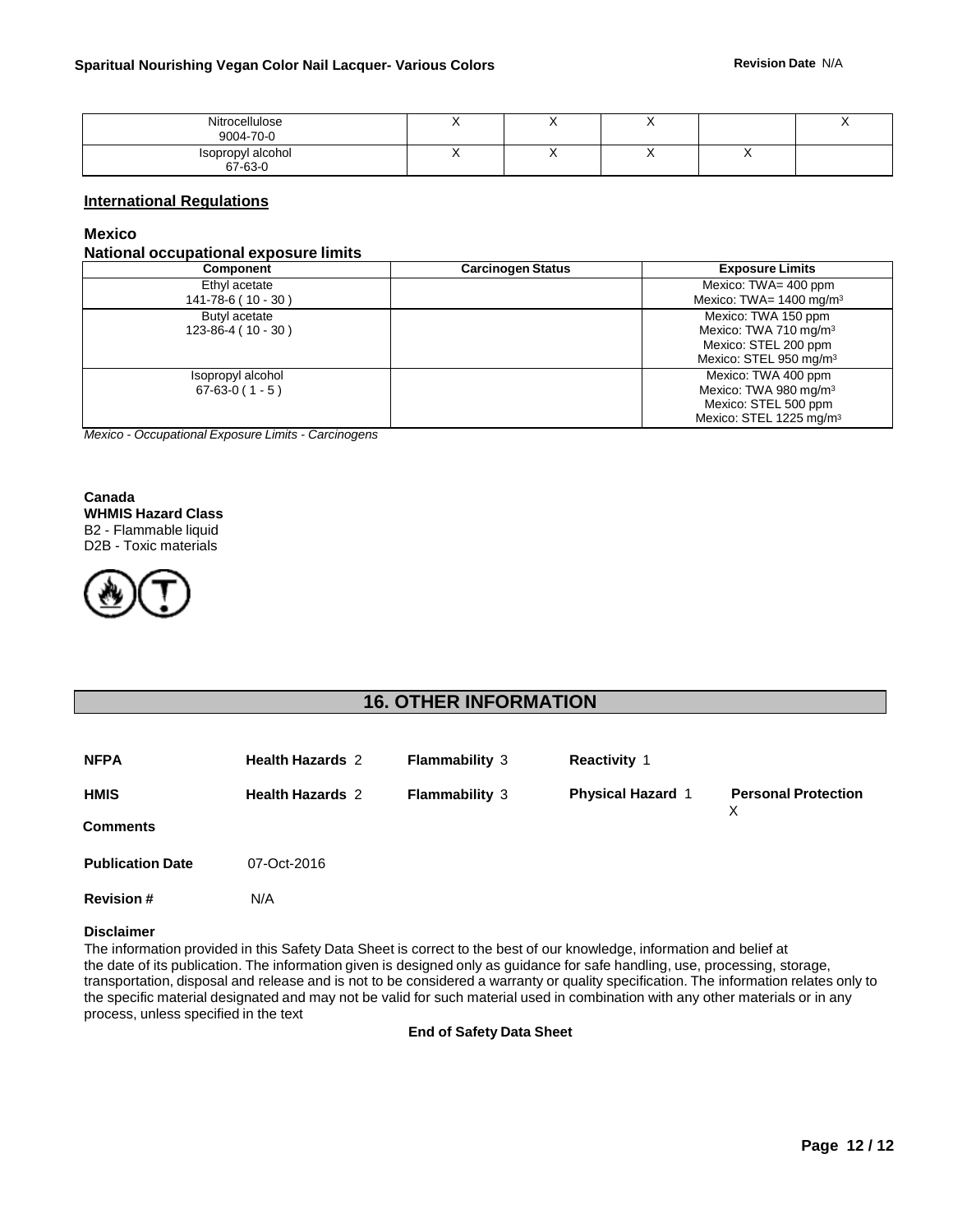| | | | | | |
|---|---|---|---|---|---|
| Nitrocellulose<br>9004-70-0 | X | X | X | | X |
| Isopropyl alcohol<br>67-63-0 | X | X | X | X | |

**International Regulations**

**Mexico**

**National occupational exposure limits**

| Component | Carcinogen Status | Exposure Limits |
|---|---|---|
| Ethyl acetate<br>141-78-6 ( 10 - 30 ) | | Mexico: TWA= 400 ppm<br>Mexico: TWA= 1400 mg/m³ |
| Butyl acetate<br>123-86-4 ( 10 - 30 ) | | Mexico: TWA 150 ppm<br>Mexico: TWA 710 mg/m³<br>Mexico: STEL 200 ppm<br>Mexico: STEL 950 mg/m³ |
| Isopropyl alcohol<br>67-63-0 ( 1 - 5 ) | | Mexico: TWA 400 ppm<br>Mexico: TWA 980 mg/m³<br>Mexico: STEL 500 ppm<br>Mexico: STEL 1225 mg/m³ |

*Mexico - Occupational Exposure Limits - Carcinogens*

**Canada**
**WHMIS Hazard Class**
B2 - Flammable liquid
D2B - Toxic materials

## 16. OTHER INFORMATION

| | | | | |
|---|---|---|---|---|
| **NFPA** | **Health Hazards** 2 | **Flammability** 3 | **Reactivity** 1 | |
| **HMIS** | **Health Hazards** 2 | **Flammability** 3 | **Physical Hazard** 1 | **Personal Protection** X |

**Comments**

**Publication Date** 07-Oct-2016

**Revision #** N/A

**Disclaimer**
The information provided in this Safety Data Sheet is correct to the best of our knowledge, information and belief at the date of its publication. The information given is designed only as guidance for safe handling, use, processing, storage, transportation, disposal and release and is not to be considered a warranty or quality specification. The information relates only to the specific material designated and may not be valid for such material used in combination with any other materials or in any process, unless specified in the text

**End of Safety Data Sheet**